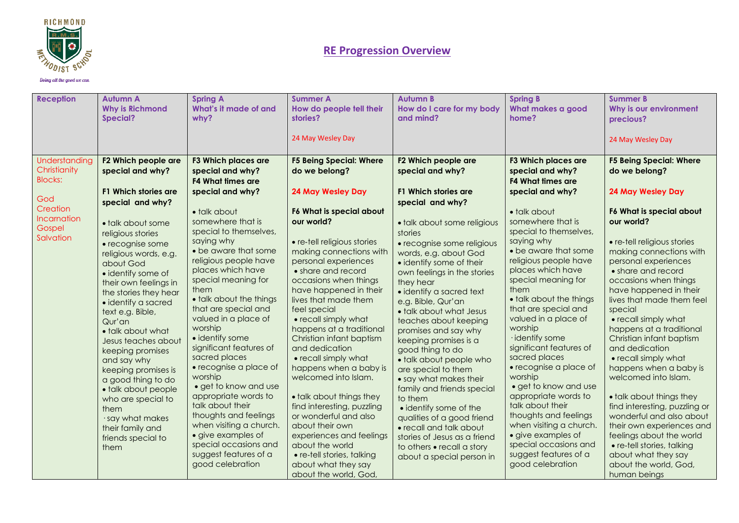RICHMOND METHODIST SCHOOL

Doing all the good we can

# RE Progression Overview

| Reception | Autumn A<br>Why is Richmond Special? | Spring A<br>What's it made of and why? | Summer A<br>How do people tell their stories?<br><br>24 May Wesley Day | Autumn B<br>How do I care for my body and mind? | Spring B<br>What makes a good home? | Summer B<br>Why is our environment precious?<br><br>24 May Wesley Day |
|---|---|---|---|---|---|---|
| Understanding Christianity Blocks:<br><br>God<br>Creation<br>Incarnation<br>Gospel<br>Salvation | **F2 Which people are special and why?**<br><br>**F1 Which stories are special and why?**<br><br>• talk about some religious stories<br>• recognise some religious words, e.g. about God<br>• identify some of their own feelings in the stories they hear<br>• identify a sacred text e.g. Bible, Qur'an<br>• talk about what Jesus teaches about keeping promises and say why keeping promises is a good thing to do<br>• talk about people who are special to them<br>· say what makes their family and friends special to them | **F3 Which places are special and why?**<br>**F4 What times are special and why?**<br><br>• talk about somewhere that is special to themselves, saying why<br>• be aware that some religious people have places which have special meaning for them<br>• talk about the things that are special and valued in a place of worship<br>• identify some significant features of sacred places<br>• recognise a place of worship<br>• get to know and use appropriate words to talk about their thoughts and feelings when visiting a church.<br>• give examples of special occasions and suggest features of a good celebration | **F5 Being Special: Where do we belong?**<br><br>**24 May Wesley Day**<br><br>**F6 What is special about our world?**<br><br>• re-tell religious stories making connections with personal experiences<br>• share and record occasions when things have happened in their lives that made them feel special<br>• recall simply what happens at a traditional Christian infant baptism and dedication<br>• recall simply what happens when a baby is welcomed into Islam.<br><br>• talk about things they find interesting, puzzling or wonderful and also about their own experiences and feelings about the world<br>• re-tell stories, talking about what they say about the world, God, | **F2 Which people are special and why?**<br><br>**F1 Which stories are special and why?**<br><br>• talk about some religious stories<br>• recognise some religious words, e.g. about God<br>• identify some of their own feelings in the stories they hear<br>• identify a sacred text e.g. Bible, Qur'an<br>• talk about what Jesus teaches about keeping promises and say why keeping promises is a good thing to do<br>• talk about people who are special to them<br>• say what makes their family and friends special to them<br>• identify some of the qualities of a good friend<br>• recall and talk about stories of Jesus as a friend to others • recall a story about a special person in | **F3 Which places are special and why?**<br>**F4 What times are special and why?**<br><br>• talk about somewhere that is special to themselves, saying why<br>• be aware that some religious people have places which have special meaning for them<br>• talk about the things that are special and valued in a place of worship<br>· identify some significant features of sacred places<br>• recognise a place of worship<br>• get to know and use appropriate words to talk about their thoughts and feelings when visiting a church.<br>• give examples of special occasions and suggest features of a good celebration | **F5 Being Special: Where do we belong?**<br><br>**24 May Wesley Day**<br><br>**F6 What is special about our world?**<br><br>• re-tell religious stories making connections with personal experiences<br>• share and record occasions when things have happened in their lives that made them feel special<br>• recall simply what happens at a traditional Christian infant baptism and dedication<br>• recall simply what happens when a baby is welcomed into Islam.<br><br>• talk about things they find interesting, puzzling or wonderful and also about their own experiences and feelings about the world<br>• re-tell stories, talking about what they say about the world, God, human beings |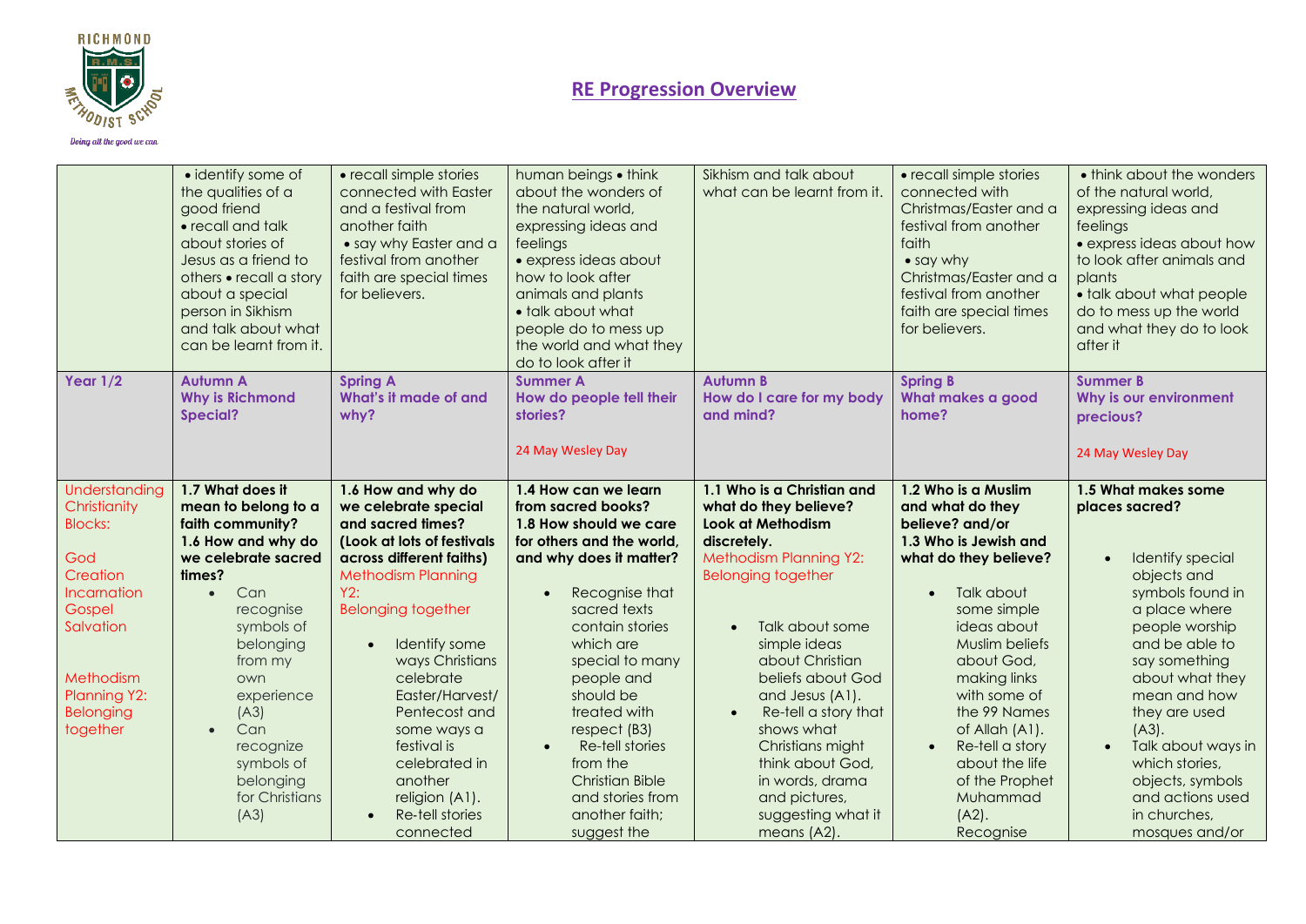# RE Progression Overview

| | | | | | | |
|---|---|---|---|---|---|---|
| | • identify some of the qualities of a good friend • recall and talk about stories of Jesus as a friend to others • recall a story about a special person in Sikhism and talk about what can be learnt from it. | • recall simple stories connected with Easter and a festival from another faith • say why Easter and a festival from another faith are special times for believers. | human beings • think about the wonders of the natural world, expressing ideas and feelings • express ideas about how to look after animals and plants • talk about what people do to mess up the world and what they do to look after it | Sikhism and talk about what can be learnt from it. | • recall simple stories connected with Christmas/Easter and a festival from another faith • say why Christmas/Easter and a festival from another faith are special times for believers. | • think about the wonders of the natural world, expressing ideas and feelings • express ideas about how to look after animals and plants • talk about what people do to mess up the world and what they do to look after it |
| **Year 1/2** | **Autumn A** **Why is Richmond Special?** | **Spring A** **What's it made of and why?** | **Summer A** **How do people tell their stories?** 24 May Wesley Day | **Autumn B** **How do I care for my body and mind?** | **Spring B** **What makes a good home?** | **Summer B** **Why is our environment precious?** 24 May Wesley Day |
| Understanding Christianity Blocks: God Creation Incarnation Gospel Salvation Methodism Planning Y2: Belonging together | **1.7 What does it mean to belong to a faith community?** **1.6 How and why do we celebrate sacred times?** • Can recognise symbols of belonging from my own experience (A3) • Can recognize symbols of belonging for Christians (A3) | **1.6 How and why do we celebrate special and sacred times?** **(Look at lots of festivals across different faiths)** Methodism Planning Y2: Belonging together • Identify some ways Christians celebrate Easter/Harvest/ Pentecost and some ways a festival is celebrated in another religion (A1). • Re-tell stories connected | **1.4 How can we learn from sacred books?** **1.8 How should we care for others and the world, and why does it matter?** • Recognise that sacred texts contain stories which are special to many people and should be treated with respect (B3) • Re-tell stories from the Christian Bible and stories from another faith; suggest the | **1.1 Who is a Christian and what do they believe?** **Look at Methodism discretely.** Methodism Planning Y2: Belonging together • Talk about some simple ideas about Christian beliefs about God and Jesus (A1). • Re-tell a story that shows what Christians might think about God, in words, drama and pictures, suggesting what it means (A2). | **1.2 Who is a Muslim and what do they believe? and/or** **1.3 Who is Jewish and what do they believe?** • Talk about some simple ideas about Muslim beliefs about God, making links with some of the 99 Names of Allah (A1). • Re-tell a story about the life of the Prophet Muhammad (A2). Recognise | **1.5 What makes some places sacred?** • Identify special objects and symbols found in a place where people worship and be able to say something about what they mean and how they are used (A3). • Talk about ways in which stories, objects, symbols and actions used in churches, mosques and/or |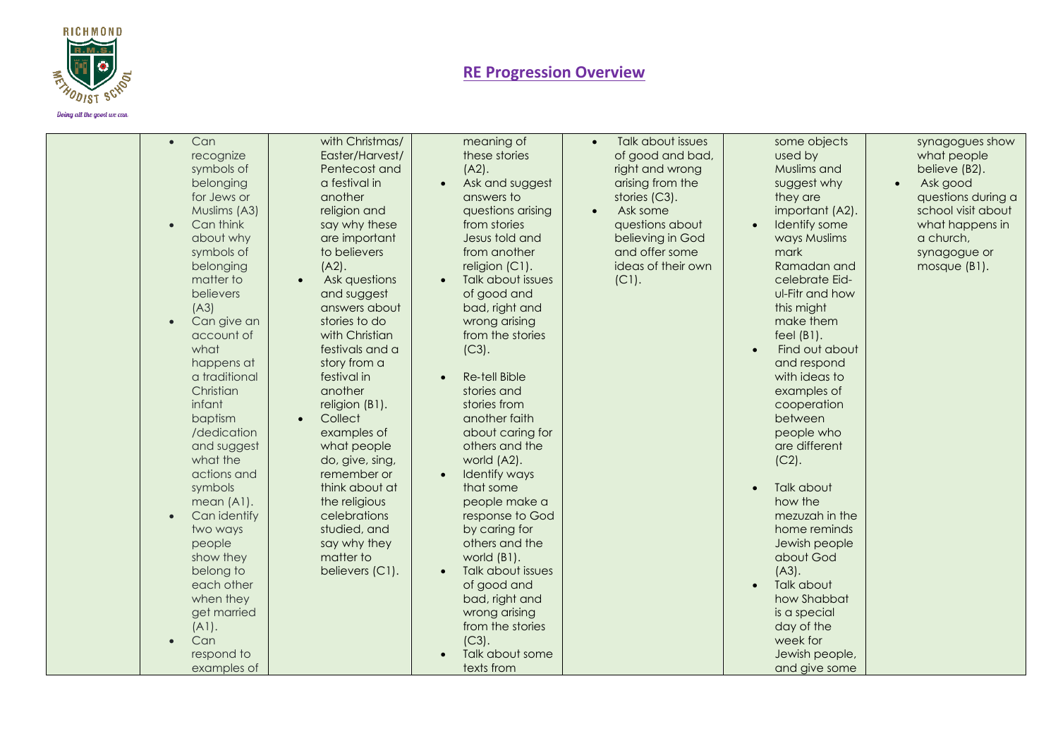# RE Progression Overview

| | | | | | | |
|---|---|---|---|---|---|---|
| | • Can recognize symbols of belonging for Jews or Muslims (A3) <br> • Can think about why symbols of belonging matter to believers (A3) <br> • Can give an account of what happens at a traditional Christian infant baptism /dedication and suggest what the actions and symbols mean (A1). <br> • Can identify two ways people show they belong to each other when they get married (A1). <br> • Can respond to examples of | with Christmas/ Easter/Harvest/ Pentecost and a festival in another religion and say why these are important to believers (A2). <br> • Ask questions and suggest answers about stories to do with Christian festivals and a story from a festival in another religion (B1). <br> • Collect examples of what people do, give, sing, remember or think about at the religious celebrations studied, and say why they matter to believers (C1). | meaning of these stories (A2). <br> • Ask and suggest answers to questions arising from stories Jesus told and from another religion (C1). <br> • Talk about issues of good and bad, right and wrong arising from the stories (C3). <br> • Re-tell Bible stories and stories from another faith about caring for others and the world (A2). <br> • Identify ways that some people make a response to God by caring for others and the world (B1). <br> • Talk about issues of good and bad, right and wrong arising from the stories (C3). <br> • Talk about some texts from | • Talk about issues of good and bad, right and wrong arising from the stories (C3). <br> • Ask some questions about believing in God and offer some ideas of their own (C1). | some objects used by Muslims and suggest why they are important (A2). <br> • Identify some ways Muslims mark Ramadan and celebrate Eid-ul-Fitr and how this might make them feel (B1). <br> • Find out about and respond with ideas to examples of cooperation between people who are different (C2). <br> • Talk about how the mezuzah in the home reminds Jewish people about God (A3). <br> • Talk about how Shabbat is a special day of the week for Jewish people, and give some | synagogues show what people believe (B2). <br> • Ask good questions during a school visit about what happens in a church, synagogue or mosque (B1). |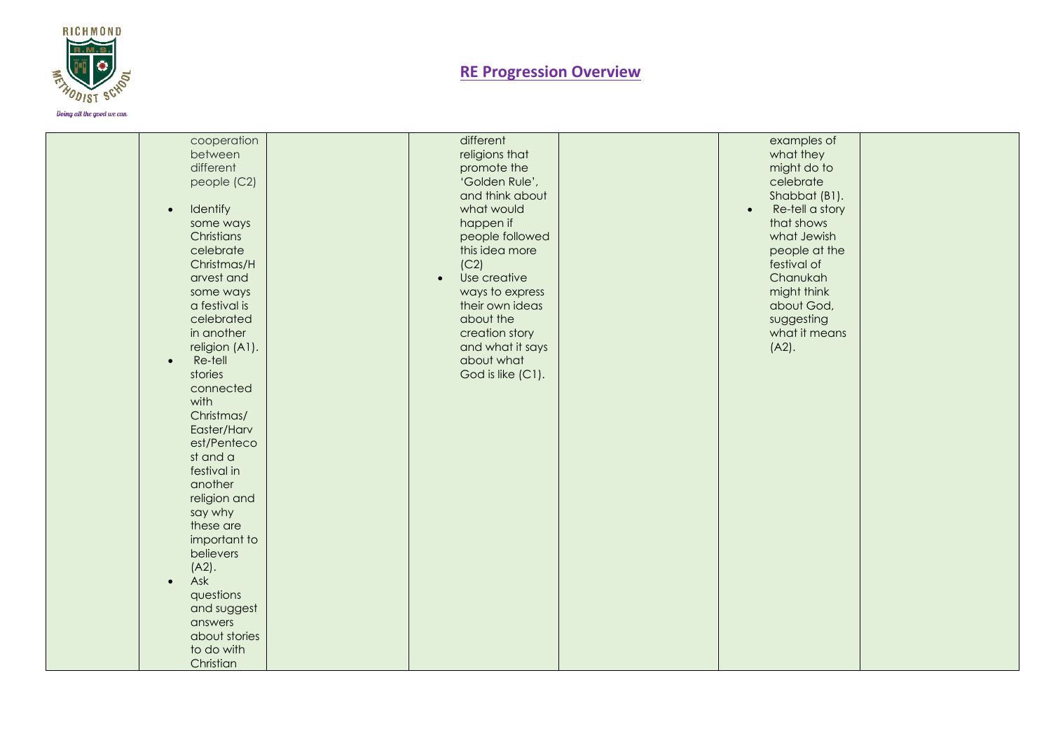## RE Progression Overview

| | | | | | | |
|---|---|---|---|---|---|---|
| | cooperation between different people (C2)<br>• Identify some ways Christians celebrate Christmas/Harvest and some ways a festival is celebrated in another religion (A1).<br>• Re-tell stories connected with Christmas/ Easter/Harvest/Pentecost and a festival in another religion and say why these are important to believers (A2).<br>• Ask questions and suggest answers about stories to do with Christian | | different religions that promote the 'Golden Rule', and think about what would happen if people followed this idea more (C2)<br>• Use creative ways to express their own ideas about the creation story and what it says about what God is like (C1). | | examples of what they might do to celebrate Shabbat (B1).<br>• Re-tell a story that shows what Jewish people at the festival of Chanukah might think about God, suggesting what it means (A2). | |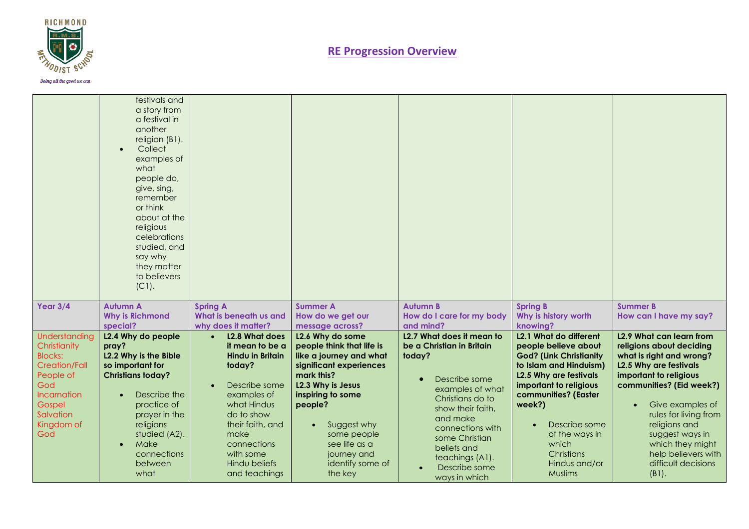## RE Progression Overview

| | | | | | | |
|---|---|---|---|---|---|---|
| | festivals and a story from a festival in another religion (B1).<br>• Collect examples of what people do, give, sing, remember or think about at the religious celebrations studied, and say why they matter to believers (C1). | | | | | |
| **Year 3/4** | **Autumn A**<br>**Why is Richmond special?** | **Spring A**<br>**What is beneath us and why does it matter?** | **Summer A**<br>**How do we get our message across?** | **Autumn B**<br>**How do I care for my body and mind?** | **Spring B**<br>**Why is history worth knowing?** | **Summer B**<br>**How can I have my say?** |
| Understanding Christianity Blocks:<br>Creation/Fall<br>People of God<br>Incarnation<br>Gospel<br>Salvation<br>Kingdom of God | **L2.4 Why do people pray?**<br>**L2.2 Why is the Bible so important for Christians today?**<br>• Describe the practice of prayer in the religions studied (A2).<br>• Make connections between what | • **L2.8 What does it mean to be a Hindu in Britain today?**<br>• Describe some examples of what Hindus do to show their faith, and make connections with some Hindu beliefs and teachings | **L2.6 Why do some people think that life is like a journey and what significant experiences mark this?**<br>**L2.3 Why is Jesus inspiring to some people?**<br>• Suggest why some people see life as a journey and identify some of the key | **L2.7 What does it mean to be a Christian in Britain today?**<br>• Describe some examples of what Christians do to show their faith, and make connections with some Christian beliefs and teachings (A1).<br>• Describe some ways in which | **L2.1 What do different people believe about God? (Link Christianity to Islam and Hinduism)**<br>**L2.5 Why are festivals important to religious communities? (Easter week?)**<br>• Describe some of the ways in which Christians Hindus and/or Muslims | **L2.9 What can learn from religions about deciding what is right and wrong?**<br>**L2.5 Why are festivals important to religious communities? (Eid week?)**<br>• Give examples of rules for living from religions and suggest ways in which they might help believers with difficult decisions (B1). |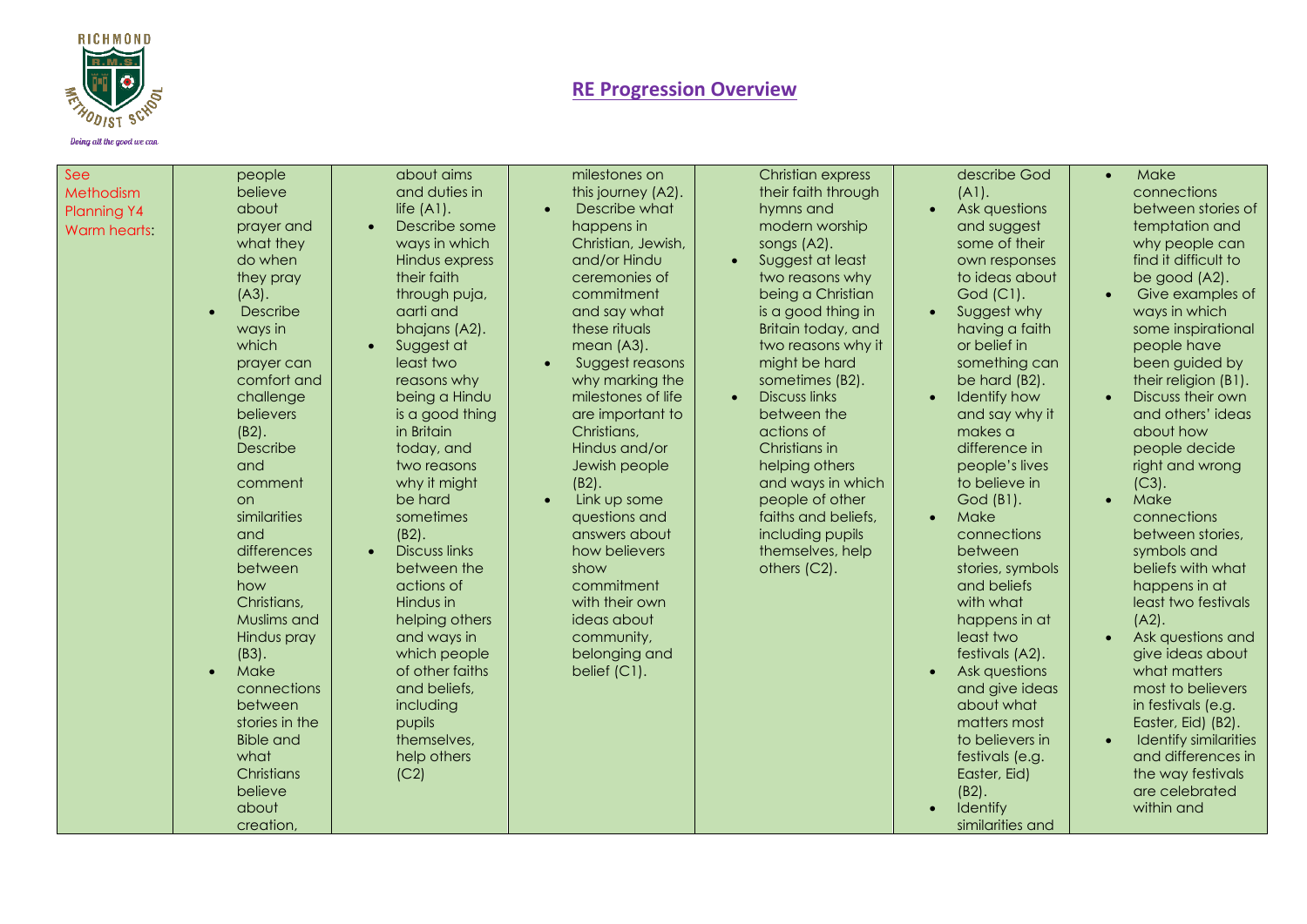## RE Progression Overview

| See Methodism Planning Y4 Warm hearts: | | | | | | |
|---|---|---|---|---|---|---|
| | people believe about prayer and what they do when they pray (A3).<br>• Describe ways in which prayer can comfort and challenge believers (B2).<br>Describe and comment on similarities and differences between how Christians, Muslims and Hindus pray (B3).<br>• Make connections between stories in the Bible and what Christians believe about creation, | about aims and duties in life (A1).<br>• Describe some ways in which Hindus express their faith through puja, aarti and bhajans (A2).<br>• Suggest at least two reasons why being a Hindu is a good thing in Britain today, and two reasons why it might be hard sometimes (B2).<br>• Discuss links between the actions of Hindus in helping others and ways in which people of other faiths and beliefs, including pupils themselves, help others (C2) | milestones on this journey (A2).<br>• Describe what happens in Christian, Jewish, and/or Hindu ceremonies of commitment and say what these rituals mean (A3).<br>• Suggest reasons why marking the milestones of life are important to Christians, Hindus and/or Jewish people (B2).<br>• Link up some questions and answers about how believers show commitment with their own ideas about community, belonging and belief (C1). | Christian express their faith through hymns and modern worship songs (A2).<br>• Suggest at least two reasons why being a Christian is a good thing in Britain today, and two reasons why it might be hard sometimes (B2).<br>• Discuss links between the actions of Christians in helping others and ways in which people of other faiths and beliefs, including pupils themselves, help others (C2). | describe God (A1).<br>• Ask questions and suggest some of their own responses to ideas about God (C1).<br>• Suggest why having a faith or belief in something can be hard (B2).<br>• Identify how and say why it makes a difference in people's lives to believe in God (B1).<br>• Make connections between stories, symbols and beliefs with what happens in at least two festivals (A2).<br>• Ask questions and give ideas about what matters most to believers in festivals (e.g. Easter, Eid) (B2).<br>• Identify similarities and | • Make connections between stories of temptation and why people can find it difficult to be good (A2).<br>• Give examples of ways in which some inspirational people have been guided by their religion (B1).<br>• Discuss their own and others' ideas about how people decide right and wrong (C3).<br>• Make connections between stories, symbols and beliefs with what happens in at least two festivals (A2).<br>• Ask questions and give ideas about what matters most to believers in festivals (e.g. Easter, Eid) (B2).<br>• Identify similarities and differences in the way festivals are celebrated within and |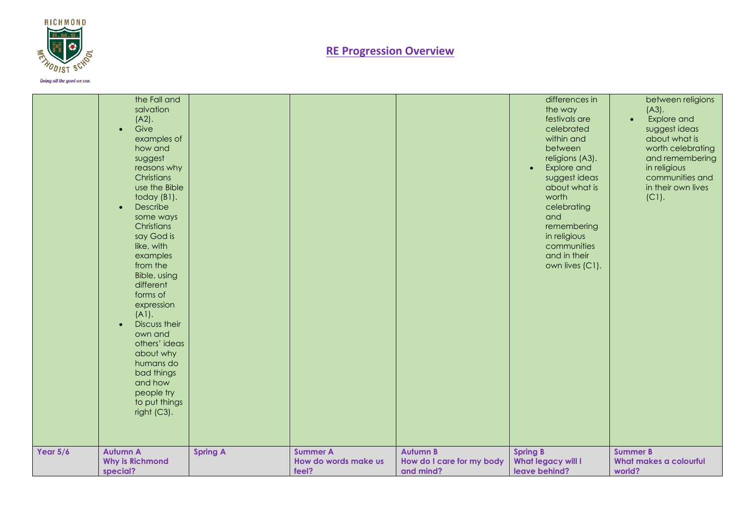## RE Progression Overview

| | | | | | | |
|---|---|---|---|---|---|---|
| | the Fall and salvation (A2).<br>• Give examples of how and suggest reasons why Christians use the Bible today (B1).<br>• Describe some ways Christians say God is like, with examples from the Bible, using different forms of expression (A1).<br>• Discuss their own and others' ideas about why humans do bad things and how people try to put things right (C3). | | | | differences in the way festivals are celebrated within and between religions (A3).<br>• Explore and suggest ideas about what is worth celebrating and remembering in religious communities and in their own lives (C1). | between religions (A3).<br>• Explore and suggest ideas about what is worth celebrating and remembering in religious communities and in their own lives (C1). |
| **Year 5/6** | **Autumn A**<br>**Why is Richmond special?** | **Spring A** | **Summer A**<br>**How do words make us feel?** | **Autumn B**<br>**How do I care for my body and mind?** | **Spring B**<br>**What legacy will I leave behind?** | **Summer B**<br>**What makes a colourful world?** |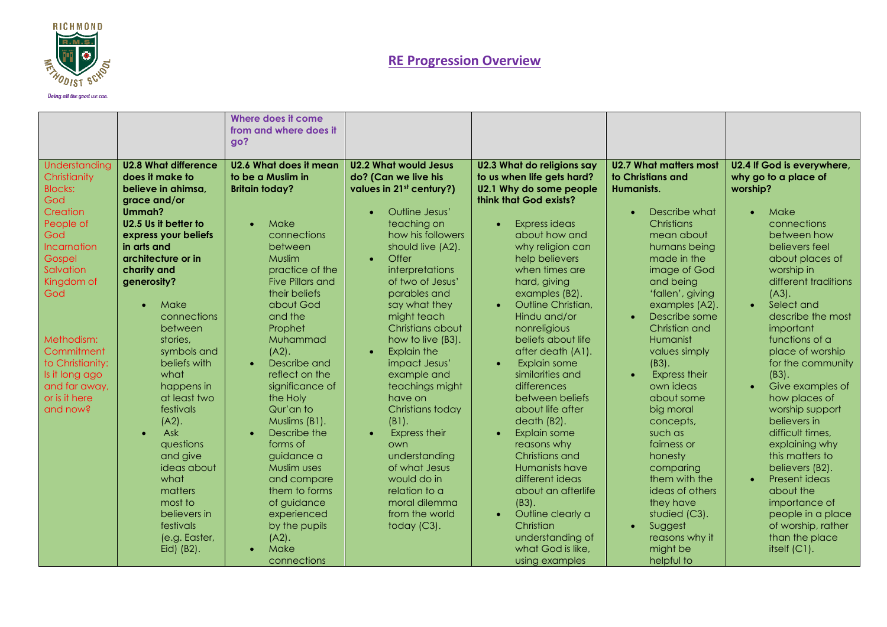## RE Progression Overview

| | | Where does it come from and where does it go? | | | | |
|---|---|---|---|---|---|---|
| Understanding Christianity Blocks: God Creation People of God Incarnation Gospel Salvation Kingdom of God<br><br>Methodism: Commitment to Christianity: Is it long ago and far away, or is it here and now? | **U2.8 What difference does it make to believe in ahimsa, grace and/or Ummah?**<br>**U2.5 Us it better to express your beliefs in arts and architecture or in charity and generosity?**<br><br>• Make connections between stories, symbols and beliefs with what happens in at least two festivals (A2).<br>• Ask questions and give ideas about what matters most to believers in festivals (e.g. Easter, Eid) (B2). | **U2.6 What does it mean to be a Muslim in Britain today?**<br><br>• Make connections between Muslim practice of the Five Pillars and their beliefs about God and the Prophet Muhammad (A2).<br>• Describe and reflect on the significance of the Holy Qur'an to Muslims (B1).<br>• Describe the forms of guidance a Muslim uses and compare them to forms of guidance experienced by the pupils (A2).<br>• Make connections | **U2.2 What would Jesus do? (Can we live his values in 21st century?)**<br><br>• Outline Jesus' teaching on how his followers should live (A2).<br>• Offer interpretations of two of Jesus' parables and say what they might teach Christians about how to live (B3).<br>• Explain the impact Jesus' example and teachings might have on Christians today (B1).<br>• Express their own understanding of what Jesus would do in relation to a moral dilemma from the world today (C3). | **U2.3 What do religions say to us when life gets hard?**<br>**U2.1 Why do some people think that God exists?**<br><br>• Express ideas about how and why religion can help believers when times are hard, giving examples (B2).<br>• Outline Christian, Hindu and/or nonreligious beliefs about life after death (A1).<br>• Explain some similarities and differences between beliefs about life after death (B2).<br>• Express some reasons why Christians and Humanists have different ideas about an afterlife (B3).<br>• Outline clearly a Christian understanding of what God is like, using examples | **U2.7 What matters most to Christians and Humanists.**<br><br>• Describe what Christians mean about humans being made in the image of God and being 'fallen', giving examples (A2).<br>• Describe some Christian and Humanist values simply (B3).<br>• Express their own ideas about some big moral concepts, such as fairness or honesty comparing them with the ideas of others they have studied (C3).<br>• Suggest reasons why it might be helpful to | **U2.4 If God is everywhere, why go to a place of worship?**<br><br>• Make connections between how believers feel about places of worship in different traditions (A3).<br>• Select and describe the most important functions of a place of worship for the community (B3).<br>• Give examples of how places of worship support believers in difficult times, explaining why this matters to believers (B2).<br>• Present ideas about the importance of people in a place of worship, rather than the place itself (C1). |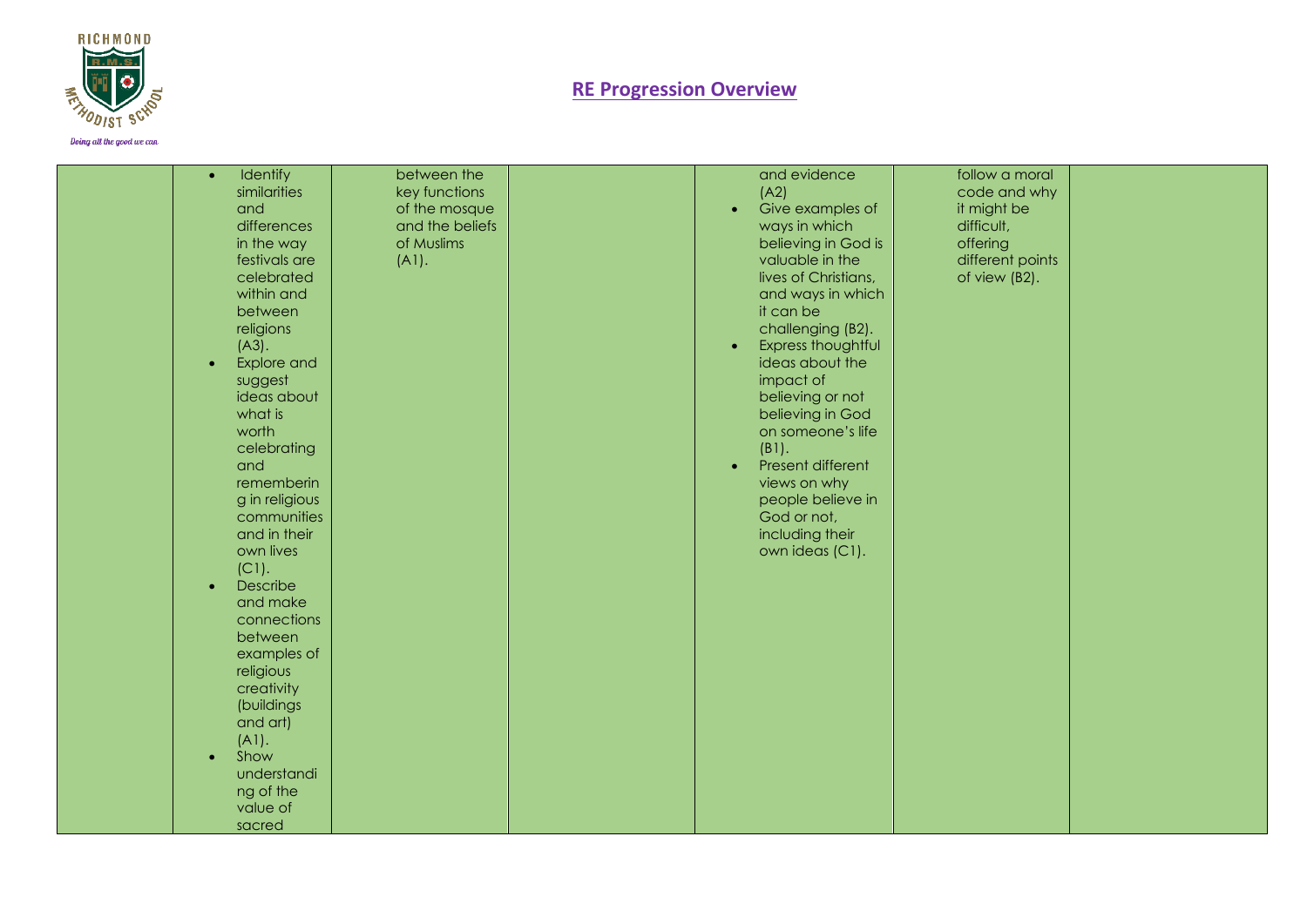## RE Progression Overview

| | | | | | | |
|---|---|---|---|---|---|---|
| | • Identify similarities and differences in the way festivals are celebrated within and between religions (A3).<br>• Explore and suggest ideas about what is worth celebrating and remembering in religious communities and in their own lives (C1).<br>• Describe and make connections between examples of religious creativity (buildings and art) (A1).<br>• Show understanding of the value of sacred | between the key functions of the mosque and the beliefs of Muslims (A1). | | and evidence (A2)<br>• Give examples of ways in which believing in God is valuable in the lives of Christians, and ways in which it can be challenging (B2).<br>• Express thoughtful ideas about the impact of believing or not believing in God on someone's life (B1).<br>• Present different views on why people believe in God or not, including their own ideas (C1). | follow a moral code and why it might be difficult, offering different points of view (B2). | |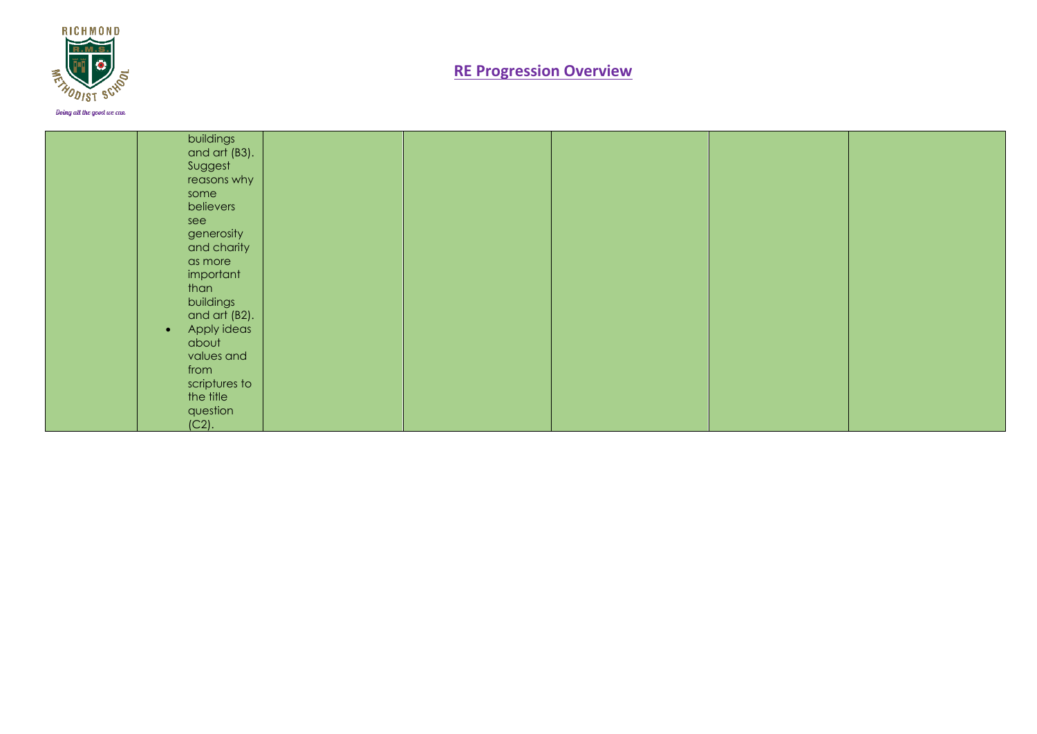## RE Progression Overview

| | | | | | | |
|---|---|---|---|---|---|---|
| | buildings and art (B3). Suggest reasons why some believers see generosity and charity as more important than buildings and art (B2).<br>• Apply ideas about values and from scriptures to the title question (C2). | | | | | |